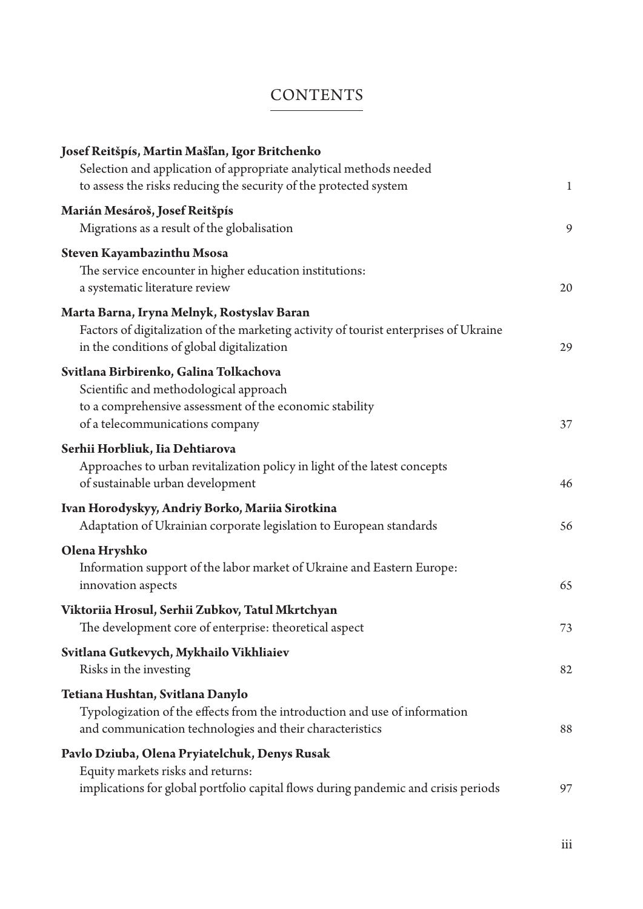# CONTENTS

**Josef Reitšpís, Martin Mašľan, Igor Britchenko**
Selection and application of appropriate analytical methods needed to assess the risks reducing the security of the protected system — 1

**Marián Mesároš, Josef Reitšpís**
Migrations as a result of the globalisation — 9

**Steven Kayambazinthu Msosa**
The service encounter in higher education institutions: a systematic literature review — 20

**Marta Barna, Iryna Melnyk, Rostyslav Baran**
Factors of digitalization of the marketing activity of tourist enterprises of Ukraine in the conditions of global digitalization — 29

**Svitlana Birbirenko, Galina Tolkachova**
Scientific and methodological approach to a comprehensive assessment of the economic stability of a telecommunications company — 37

**Serhii Horbliuk, Iia Dehtiarova**
Approaches to urban revitalization policy in light of the latest concepts of sustainable urban development — 46

**Ivan Horodyskyy, Andriy Borko, Mariia Sirotkina**
Adaptation of Ukrainian corporate legislation to European standards — 56

**Olena Hryshko**
Information support of the labor market of Ukraine and Eastern Europe: innovation aspects — 65

**Viktoriia Hrosul, Serhii Zubkov, Tatul Mkrtchyan**
The development core of enterprise: theoretical aspect — 73

**Svitlana Gutkevych, Mykhailo Vikhliaiev**
Risks in the investing — 82

**Tetiana Hushtan, Svitlana Danylo**
Typologization of the effects from the introduction and use of information and communication technologies and their characteristics — 88

**Pavlo Dziuba, Olena Pryiatelchuk, Denys Rusak**
Equity markets risks and returns: implications for global portfolio capital flows during pandemic and crisis periods — 97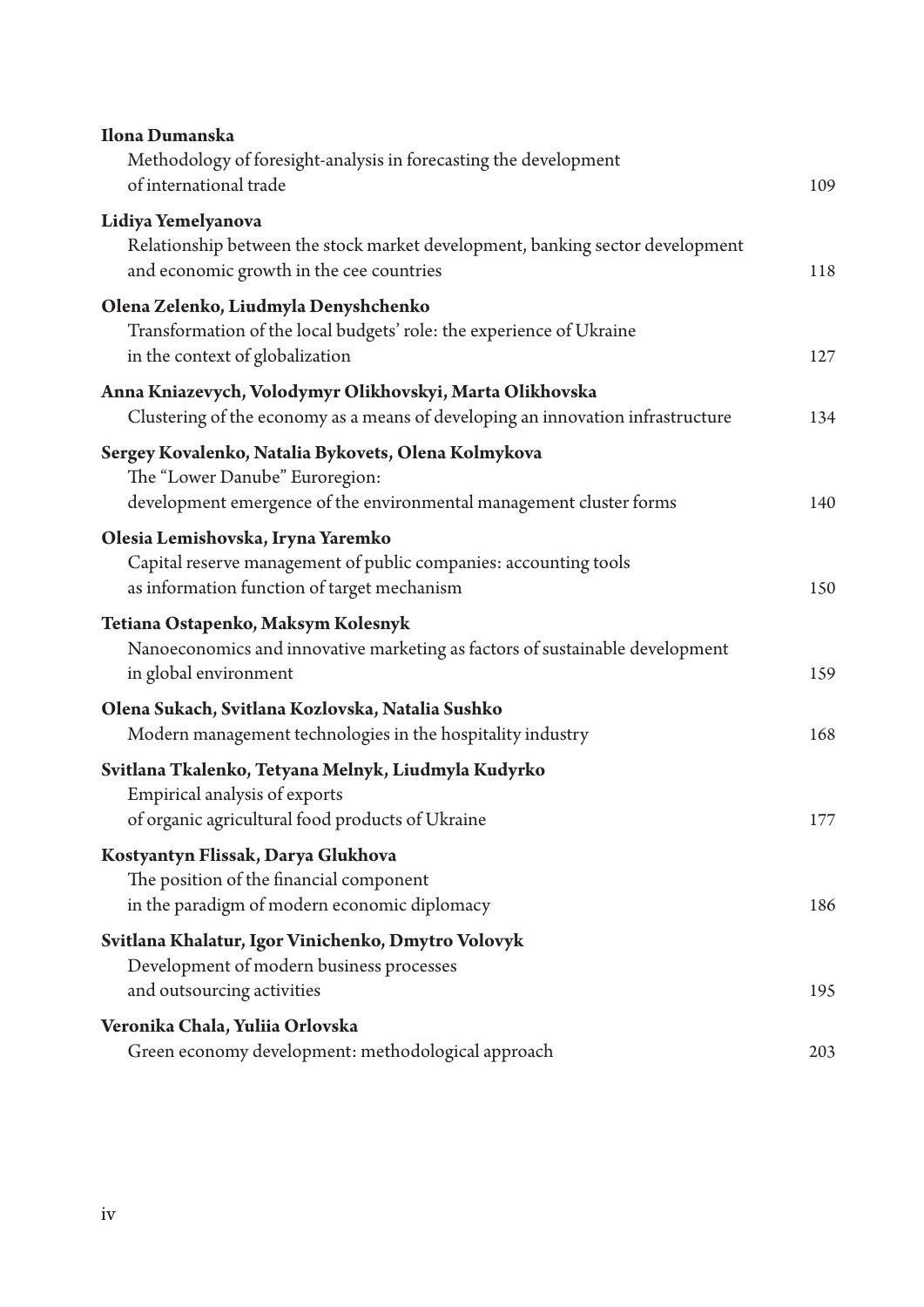**Ilona Dumanska**
Methodology of foresight-analysis in forecasting the development of international trade 109

**Lidiya Yemelyanova**
Relationship between the stock market development, banking sector development and economic growth in the cee countries 118

**Olena Zelenko, Liudmyla Denyshchenko**
Transformation of the local budgets' role: the experience of Ukraine in the context of globalization 127

**Anna Kniazevych, Volodymyr Olikhovskyi, Marta Olikhovska**
Clustering of the economy as a means of developing an innovation infrastructure 134

**Sergey Kovalenko, Natalia Bykovets, Olena Kolmykova**
The "Lower Danube" Euroregion: development emergence of the environmental management cluster forms 140

**Olesia Lemishovska, Iryna Yaremko**
Capital reserve management of public companies: accounting tools as information function of target mechanism 150

**Tetiana Ostapenko, Maksym Kolesnyk**
Nanoeconomics and innovative marketing as factors of sustainable development in global environment 159

**Olena Sukach, Svitlana Kozlovska, Natalia Sushko**
Modern management technologies in the hospitality industry 168

**Svitlana Tkalenko, Tetyana Melnyk, Liudmyla Kudyrko**
Empirical analysis of exports of organic agricultural food products of Ukraine 177

**Kostyantyn Flissak, Darya Glukhova**
The position of the financial component in the paradigm of modern economic diplomacy 186

**Svitlana Khalatur, Igor Vinichenko, Dmytro Volovyk**
Development of modern business processes and outsourcing activities 195

**Veronika Chala, Yuliia Orlovska**
Green economy development: methodological approach 203